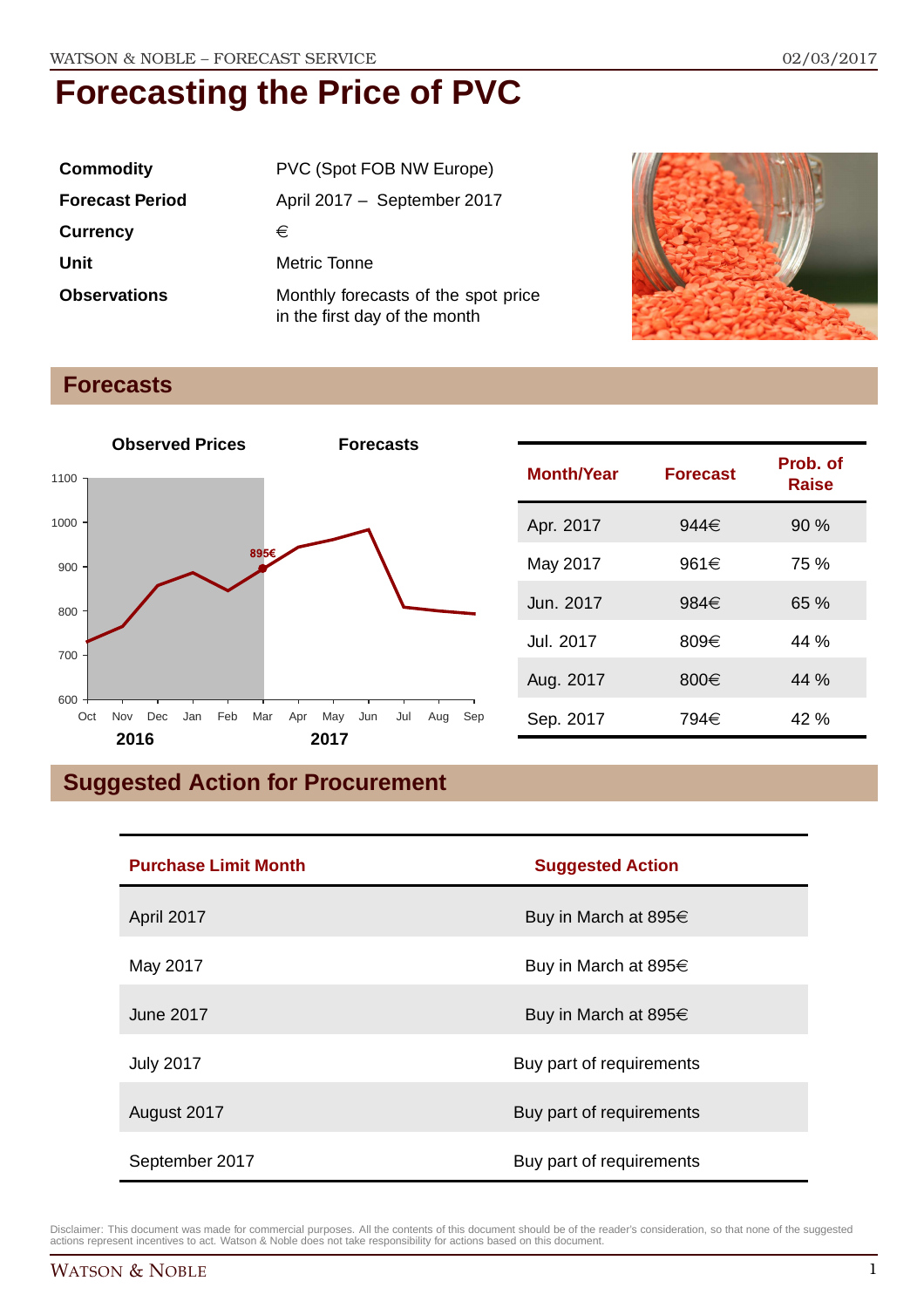# Forecasting the Price of PVC

| | |
|---|---|
| **Commodity** | PVC (Spot FOB NW Europe) |
| **Forecast Period** | April 2017 – September 2017 |
| **Currency** | € |
| **Unit** | Metric Tonne |
| **Observations** | Monthly forecasts of the spot price in the first day of the month |

## Forecasts

| Month/Year | Forecast | Prob. of Raise |
|---|---|---|
| Apr. 2017 | 944€ | 90 % |
| May 2017 | 961€ | 75 % |
| Jun. 2017 | 984€ | 65 % |
| Jul. 2017 | 809€ | 44 % |
| Aug. 2017 | 800€ | 44 % |
| Sep. 2017 | 794€ | 42 % |

## Suggested Action for Procurement

| Purchase Limit Month | Suggested Action |
|---|---|
| April 2017 | Buy in March at 895€ |
| May 2017 | Buy in March at 895€ |
| June 2017 | Buy in March at 895€ |
| July 2017 | Buy part of requirements |
| August 2017 | Buy part of requirements |
| September 2017 | Buy part of requirements |

Disclaimer: This document was made for commercial purposes. All the contents of this document should be of the reader's consideration, so that none of the suggested actions represent incentives to act. Watson & Noble does not take responsibility for actions based on this document.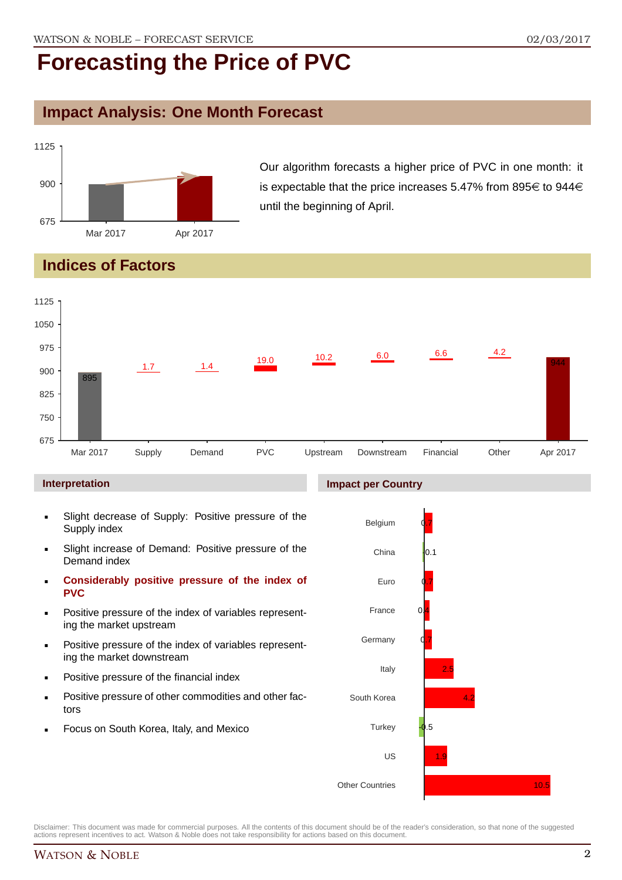# Forecasting the Price of PVC

## Impact Analysis: One Month Forecast

Our algorithm forecasts a higher price of PVC in one month: it is expectable that the price increases 5.47% from 895€ to 944€ until the beginning of April.

| | Mar 2017 | Apr 2017 |
|---|---|---|
| Price | 895 | 944 |

## Indices of Factors

| Mar 2017 | Supply | Demand | PVC | Upstream | Downstream | Financial | Other | Apr 2017 |
|---|---|---|---|---|---|---|---|---|
| 895 | 1.7 | 1.4 | 19.0 | 10.2 | 6.0 | 6.6 | 4.2 | 944 |

### Interpretation

- Slight decrease of Supply: Positive pressure of the Supply index
- Slight increase of Demand: Positive pressure of the Demand index
- **Considerably positive pressure of the index of PVC**
- Positive pressure of the index of variables representing the market upstream
- Positive pressure of the index of variables representing the market downstream
- Positive pressure of the financial index
- Positive pressure of other commodities and other factors
- Focus on South Korea, Italy, and Mexico

### Impact per Country

| Country | Impact |
|---|---|
| Belgium | 0.7 |
| China | 0.1 |
| Euro | 0.7 |
| France | 0.4 |
| Germany | 0.7 |
| Italy | 2.5 |
| South Korea | 4.2 |
| Turkey | -0.5 |
| US | 1.9 |
| Other Countries | 10.5 |

Disclaimer: This document was made for commercial purposes. All the contents of this document should be of the reader's consideration, so that none of the suggested actions represent incentives to act. Watson & Noble does not take responsibility for actions based on this document.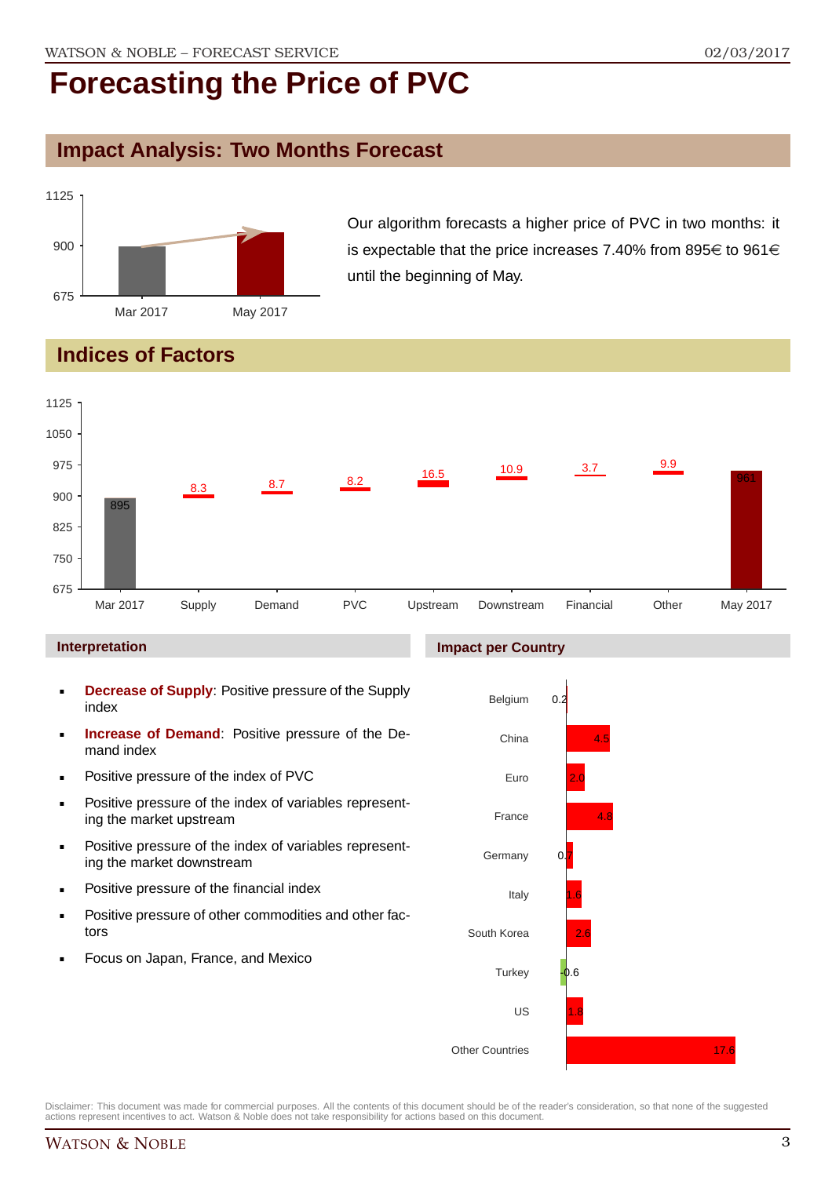# Forecasting the Price of PVC

## Impact Analysis: Two Months Forecast

Our algorithm forecasts a higher price of PVC in two months: it is expectable that the price increases 7.40% from 895€ to 961€ until the beginning of May.

## Indices of Factors

### Interpretation

- **Decrease of Supply**: Positive pressure of the Supply index
- **Increase of Demand**: Positive pressure of the Demand index
- Positive pressure of the index of PVC
- Positive pressure of the index of variables representing the market upstream
- Positive pressure of the index of variables representing the market downstream
- Positive pressure of the financial index
- Positive pressure of other commodities and other factors
- Focus on Japan, France, and Mexico

### Impact per Country

Disclaimer: This document was made for commercial purposes. All the contents of this document should be of the reader's consideration, so that none of the suggested actions represent incentives to act. Watson & Noble does not take responsibility for actions based on this document.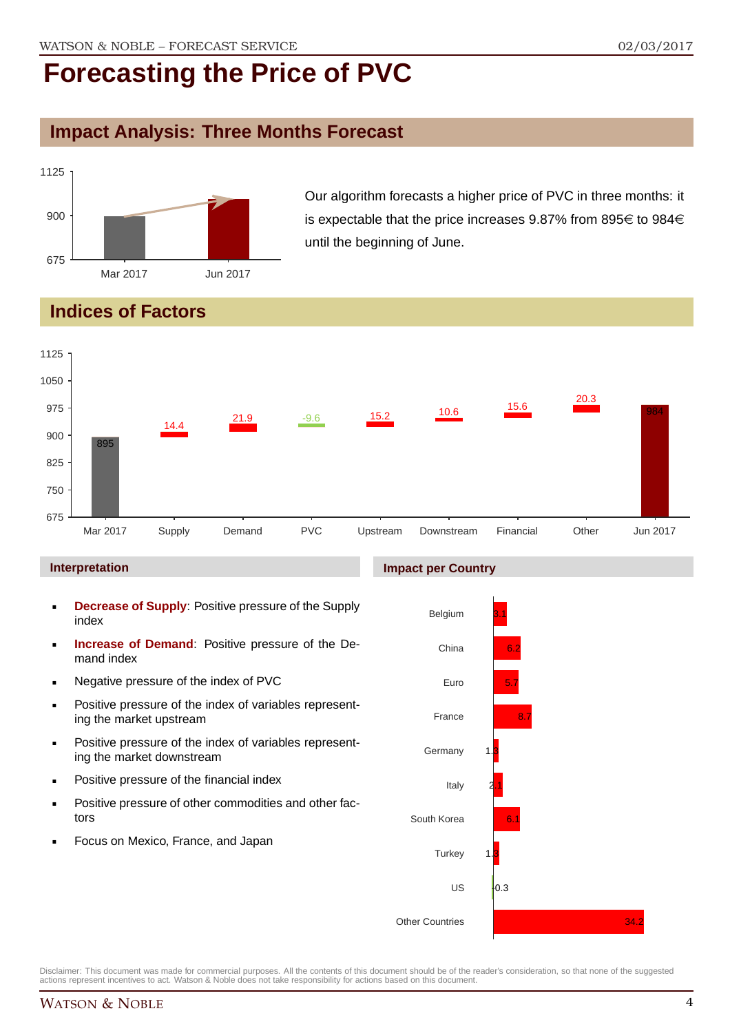# Forecasting the Price of PVC

## Impact Analysis: Three Months Forecast

Our algorithm forecasts a higher price of PVC in three months: it is expectable that the price increases 9.87% from 895€ to 984€ until the beginning of June.

## Indices of Factors

| Mar 2017 | Supply | Demand | PVC | Upstream | Downstream | Financial | Other | Jun 2017 |
|---|---|---|---|---|---|---|---|---|
| 895 | 14.4 | 21.9 | -9.6 | 15.2 | 10.6 | 15.6 | 20.3 | 984 |

### Interpretation

- **Decrease of Supply**: Positive pressure of the Supply index
- **Increase of Demand**: Positive pressure of the Demand index
- Negative pressure of the index of PVC
- Positive pressure of the index of variables representing the market upstream
- Positive pressure of the index of variables representing the market downstream
- Positive pressure of the financial index
- Positive pressure of other commodities and other factors
- Focus on Mexico, France, and Japan

### Impact per Country

| Country | Impact |
|---|---|
| Belgium | 3.1 |
| China | 6.2 |
| Euro | 5.7 |
| France | 8.7 |
| Germany | 1.3 |
| Italy | 2.1 |
| South Korea | 6.1 |
| Turkey | 1.3 |
| US | -0.3 |
| Other Countries | 34.2 |

Disclaimer: This document was made for commercial purposes. All the contents of this document should be of the reader's consideration, so that none of the suggested actions represent incentives to act. Watson & Noble does not take responsibility for actions based on this document.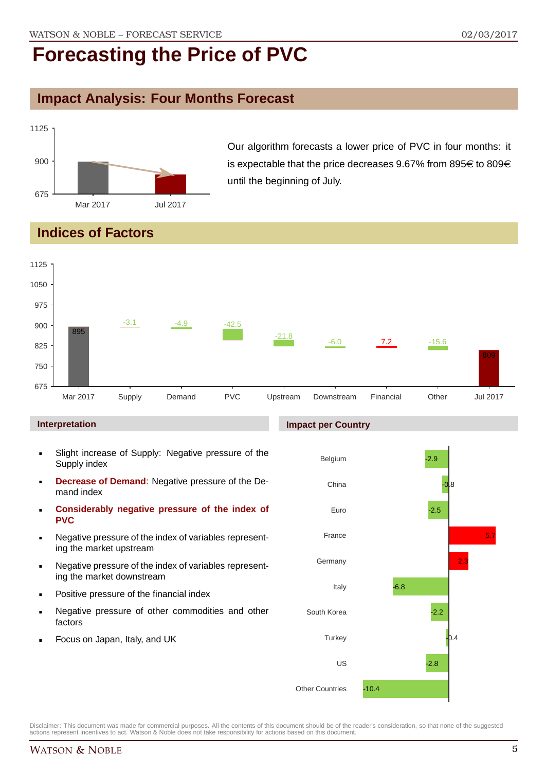# Forecasting the Price of PVC

## Impact Analysis: Four Months Forecast

Our algorithm forecasts a lower price of PVC in four months: it is expectable that the price decreases 9.67% from 895€ to 809€ until the beginning of July.

## Indices of Factors

| Mar 2017 | Supply | Demand | PVC | Upstream | Downstream | Financial | Other | Jul 2017 |
|---|---|---|---|---|---|---|---|---|
| 895 | -3.1 | -4.9 | -42.5 | -21.8 | -6.0 | 7.2 | -15.6 | 809 |

### Interpretation

- Slight increase of Supply: Negative pressure of the Supply index
- **Decrease of Demand**: Negative pressure of the Demand index
- **Considerably negative pressure of the index of PVC**
- Negative pressure of the index of variables representing the market upstream
- Negative pressure of the index of variables representing the market downstream
- Positive pressure of the financial index
- Negative pressure of other commodities and other factors
- Focus on Japan, Italy, and UK

### Impact per Country

| Country | Impact |
|---|---|
| Belgium | -2.9 |
| China | -0.8 |
| Euro | -2.5 |
| France | 5.7 |
| Germany | 2.3 |
| Italy | -6.8 |
| South Korea | -2.2 |
| Turkey | -0.4 |
| US | -2.8 |
| Other Countries | -10.4 |

Disclaimer: This document was made for commercial purposes. All the contents of this document should be of the reader's consideration, so that none of the suggested actions represent incentives to act. Watson & Noble does not take responsibility for actions based on this document.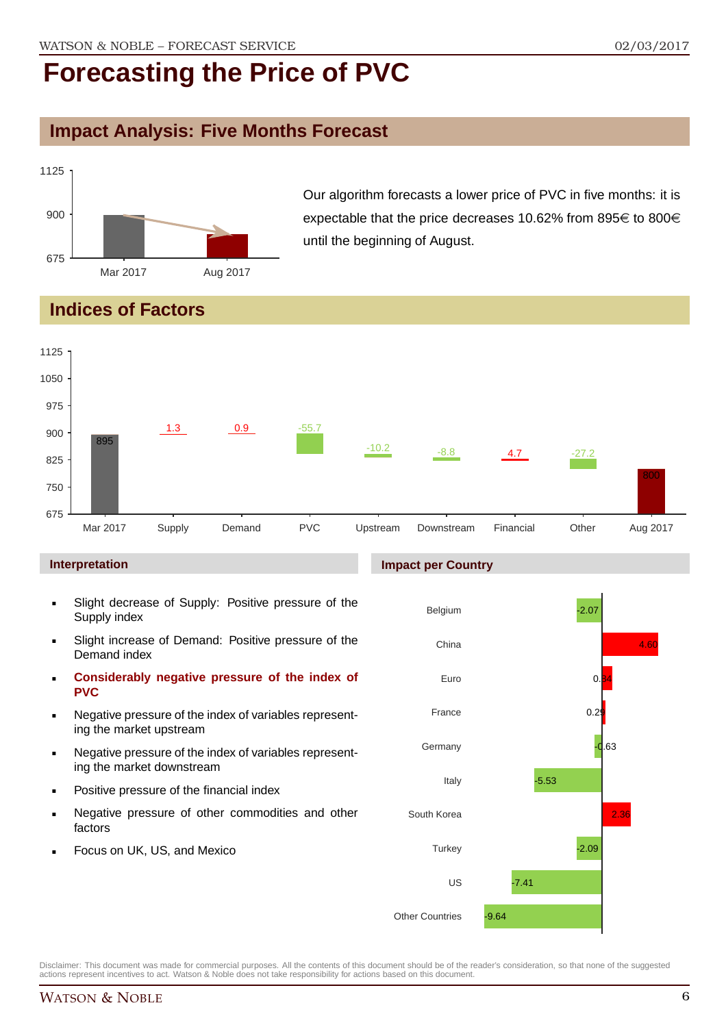# Forecasting the Price of PVC

## Impact Analysis: Five Months Forecast

Our algorithm forecasts a lower price of PVC in five months: it is expectable that the price decreases 10.62% from 895€ to 800€ until the beginning of August.

## Indices of Factors

| Factor | Value |
|---|---|
| Mar 2017 | 895 |
| Supply | 1.3 |
| Demand | 0.9 |
| PVC | -55.7 |
| Upstream | -10.2 |
| Downstream | -8.8 |
| Financial | 4.7 |
| Other | -27.2 |
| Aug 2017 | 800 |

### Interpretation

- Slight decrease of Supply: Positive pressure of the Supply index
- Slight increase of Demand: Positive pressure of the Demand index
- **Considerably negative pressure of the index of PVC**
- Negative pressure of the index of variables representing the market upstream
- Negative pressure of the index of variables representing the market downstream
- Positive pressure of the financial index
- Negative pressure of other commodities and other factors
- Focus on UK, US, and Mexico

### Impact per Country

| Country | Impact |
|---|---|
| Belgium | -2.07 |
| China | 4.60 |
| Euro | 0.84 |
| France | 0.29 |
| Germany | -0.63 |
| Italy | -5.53 |
| South Korea | 2.36 |
| Turkey | -2.09 |
| US | -7.41 |
| Other Countries | -9.64 |

Disclaimer: This document was made for commercial purposes. All the contents of this document should be of the reader's consideration, so that none of the suggested actions represent incentives to act. Watson & Noble does not take responsibility for actions based on this document.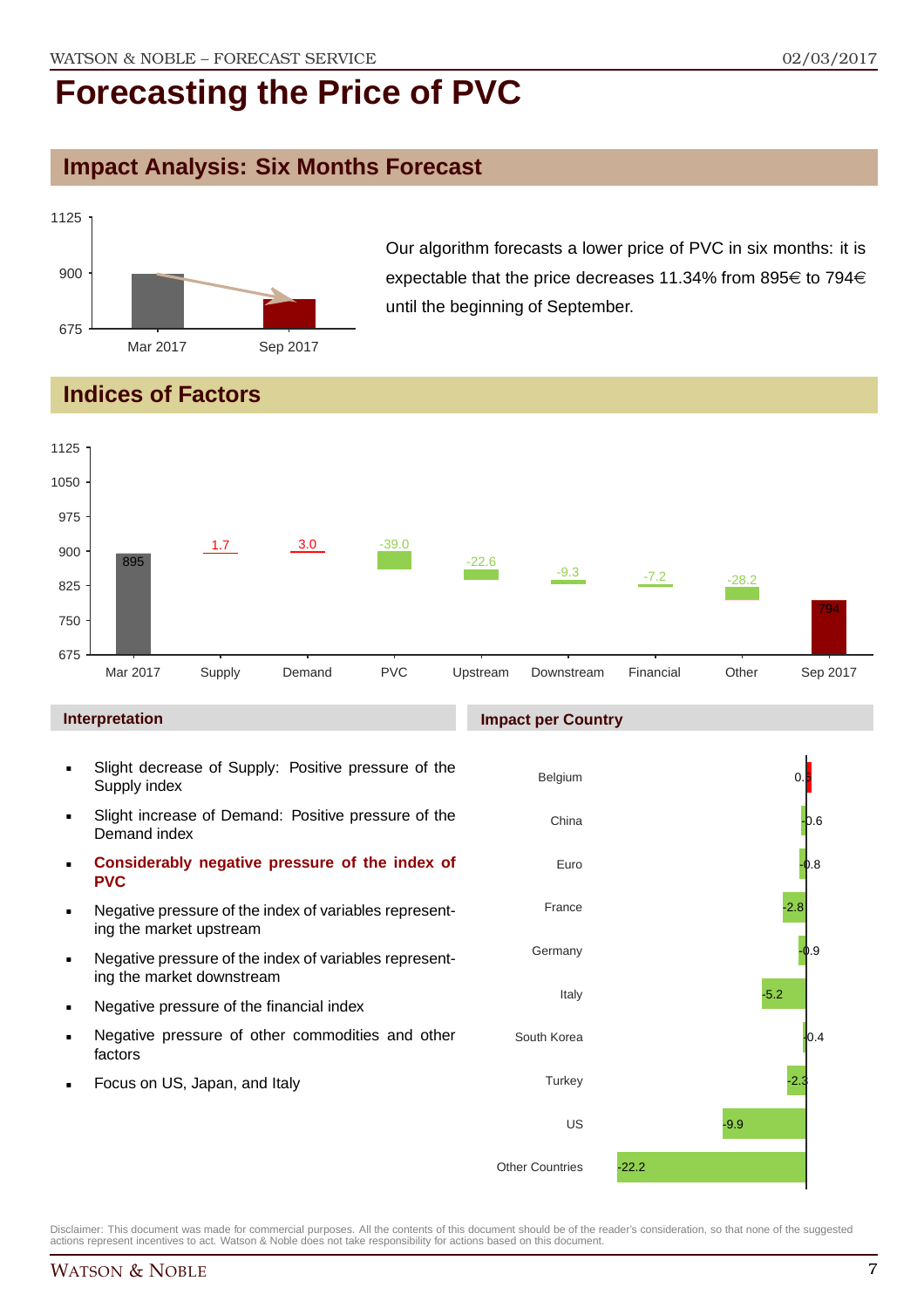# Forecasting the Price of PVC

## Impact Analysis: Six Months Forecast

Our algorithm forecasts a lower price of PVC in six months: it is expectable that the price decreases 11.34% from 895€ to 794€ until the beginning of September.

## Indices of Factors

| Mar 2017 | Supply | Demand | PVC | Upstream | Downstream | Financial | Other | Sep 2017 |
|---|---|---|---|---|---|---|---|---|
| 895 | 1.7 | 3.0 | -39.0 | -22.6 | -9.3 | -7.2 | -28.2 | 794 |

### Interpretation

- Slight decrease of Supply: Positive pressure of the Supply index
- Slight increase of Demand: Positive pressure of the Demand index
- **Considerably negative pressure of the index of PVC**
- Negative pressure of the index of variables representing the market upstream
- Negative pressure of the index of variables representing the market downstream
- Negative pressure of the financial index
- Negative pressure of other commodities and other factors
- Focus on US, Japan, and Italy

### Impact per Country

| Country | Impact |
|---|---|
| Belgium | 0.5 |
| China | -0.6 |
| Euro | -0.8 |
| France | -2.8 |
| Germany | -0.9 |
| Italy | -5.2 |
| South Korea | -0.4 |
| Turkey | -2.3 |
| US | -9.9 |
| Other Countries | -22.2 |

Disclaimer: This document was made for commercial purposes. All the contents of this document should be of the reader's consideration, so that none of the suggested actions represent incentives to act. Watson & Noble does not take responsibility for actions based on this document.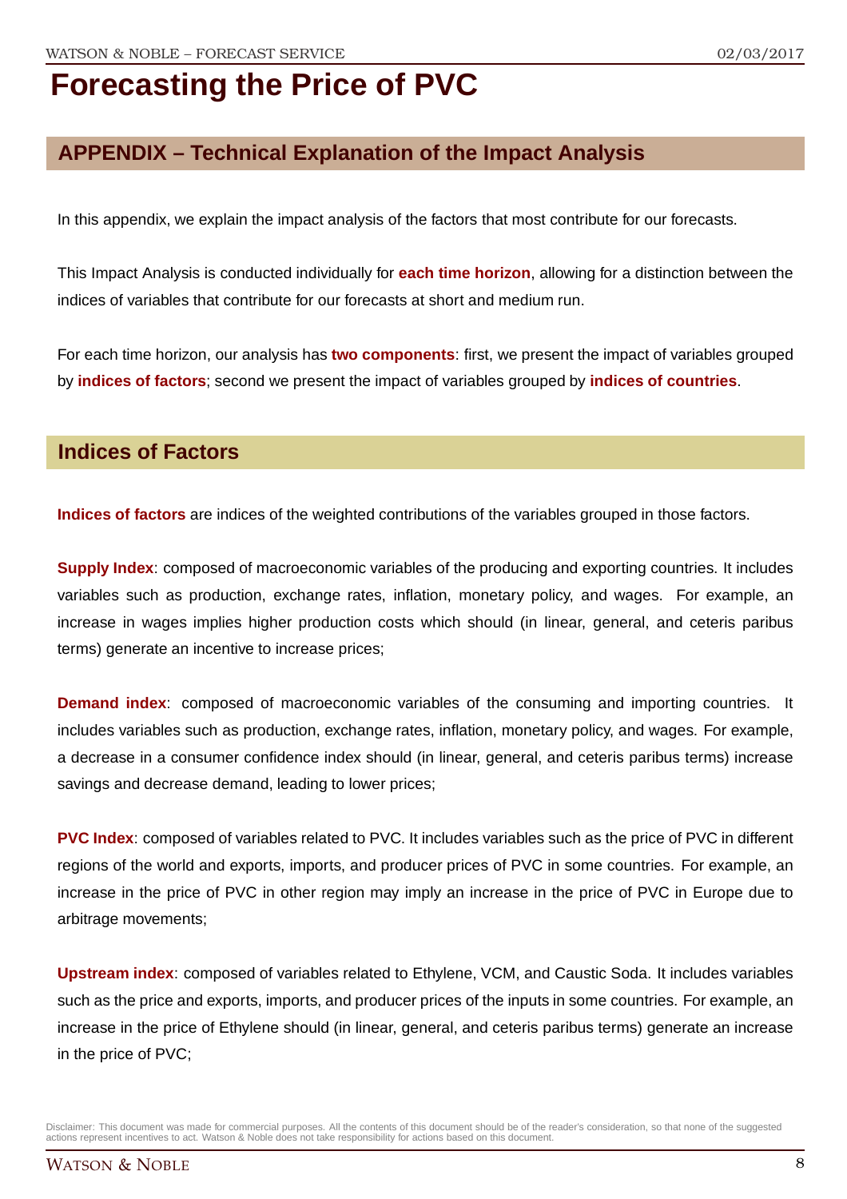# Forecasting the Price of PVC

## APPENDIX – Technical Explanation of the Impact Analysis

In this appendix, we explain the impact analysis of the factors that most contribute for our forecasts.

This Impact Analysis is conducted individually for **each time horizon**, allowing for a distinction between the indices of variables that contribute for our forecasts at short and medium run.

For each time horizon, our analysis has **two components**: first, we present the impact of variables grouped by **indices of factors**; second we present the impact of variables grouped by **indices of countries**.

## Indices of Factors

**Indices of factors** are indices of the weighted contributions of the variables grouped in those factors.

**Supply Index**: composed of macroeconomic variables of the producing and exporting countries. It includes variables such as production, exchange rates, inflation, monetary policy, and wages. For example, an increase in wages implies higher production costs which should (in linear, general, and ceteris paribus terms) generate an incentive to increase prices;

**Demand index**: composed of macroeconomic variables of the consuming and importing countries. It includes variables such as production, exchange rates, inflation, monetary policy, and wages. For example, a decrease in a consumer confidence index should (in linear, general, and ceteris paribus terms) increase savings and decrease demand, leading to lower prices;

**PVC Index**: composed of variables related to PVC. It includes variables such as the price of PVC in different regions of the world and exports, imports, and producer prices of PVC in some countries. For example, an increase in the price of PVC in other region may imply an increase in the price of PVC in Europe due to arbitrage movements;

**Upstream index**: composed of variables related to Ethylene, VCM, and Caustic Soda. It includes variables such as the price and exports, imports, and producer prices of the inputs in some countries. For example, an increase in the price of Ethylene should (in linear, general, and ceteris paribus terms) generate an increase in the price of PVC;

Disclaimer: This document was made for commercial purposes. All the contents of this document should be of the reader's consideration, so that none of the suggested actions represent incentives to act. Watson & Noble does not take responsibility for actions based on this document.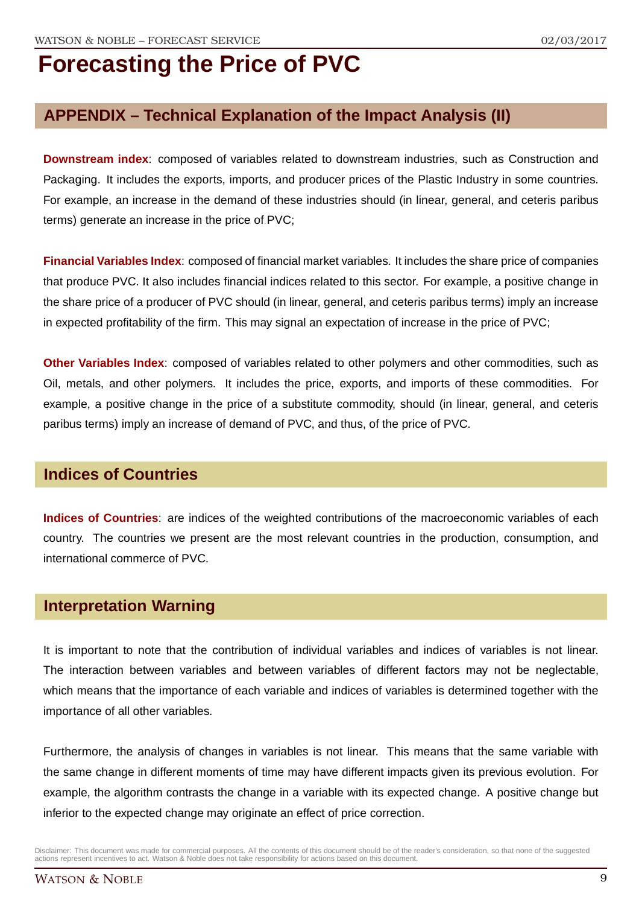# Forecasting the Price of PVC

## APPENDIX – Technical Explanation of the Impact Analysis (II)

**Downstream index**: composed of variables related to downstream industries, such as Construction and Packaging. It includes the exports, imports, and producer prices of the Plastic Industry in some countries. For example, an increase in the demand of these industries should (in linear, general, and ceteris paribus terms) generate an increase in the price of PVC;

**Financial Variables Index**: composed of financial market variables. It includes the share price of companies that produce PVC. It also includes financial indices related to this sector. For example, a positive change in the share price of a producer of PVC should (in linear, general, and ceteris paribus terms) imply an increase in expected profitability of the firm. This may signal an expectation of increase in the price of PVC;

**Other Variables Index**: composed of variables related to other polymers and other commodities, such as Oil, metals, and other polymers. It includes the price, exports, and imports of these commodities. For example, a positive change in the price of a substitute commodity, should (in linear, general, and ceteris paribus terms) imply an increase of demand of PVC, and thus, of the price of PVC.

## Indices of Countries

**Indices of Countries**: are indices of the weighted contributions of the macroeconomic variables of each country. The countries we present are the most relevant countries in the production, consumption, and international commerce of PVC.

## Interpretation Warning

It is important to note that the contribution of individual variables and indices of variables is not linear. The interaction between variables and between variables of different factors may not be neglectable, which means that the importance of each variable and indices of variables is determined together with the importance of all other variables.

Furthermore, the analysis of changes in variables is not linear. This means that the same variable with the same change in different moments of time may have different impacts given its previous evolution. For example, the algorithm contrasts the change in a variable with its expected change. A positive change but inferior to the expected change may originate an effect of price correction.

Disclaimer: This document was made for commercial purposes. All the contents of this document should be of the reader's consideration, so that none of the suggested actions represent incentives to act. Watson & Noble does not take responsibility for actions based on this document.